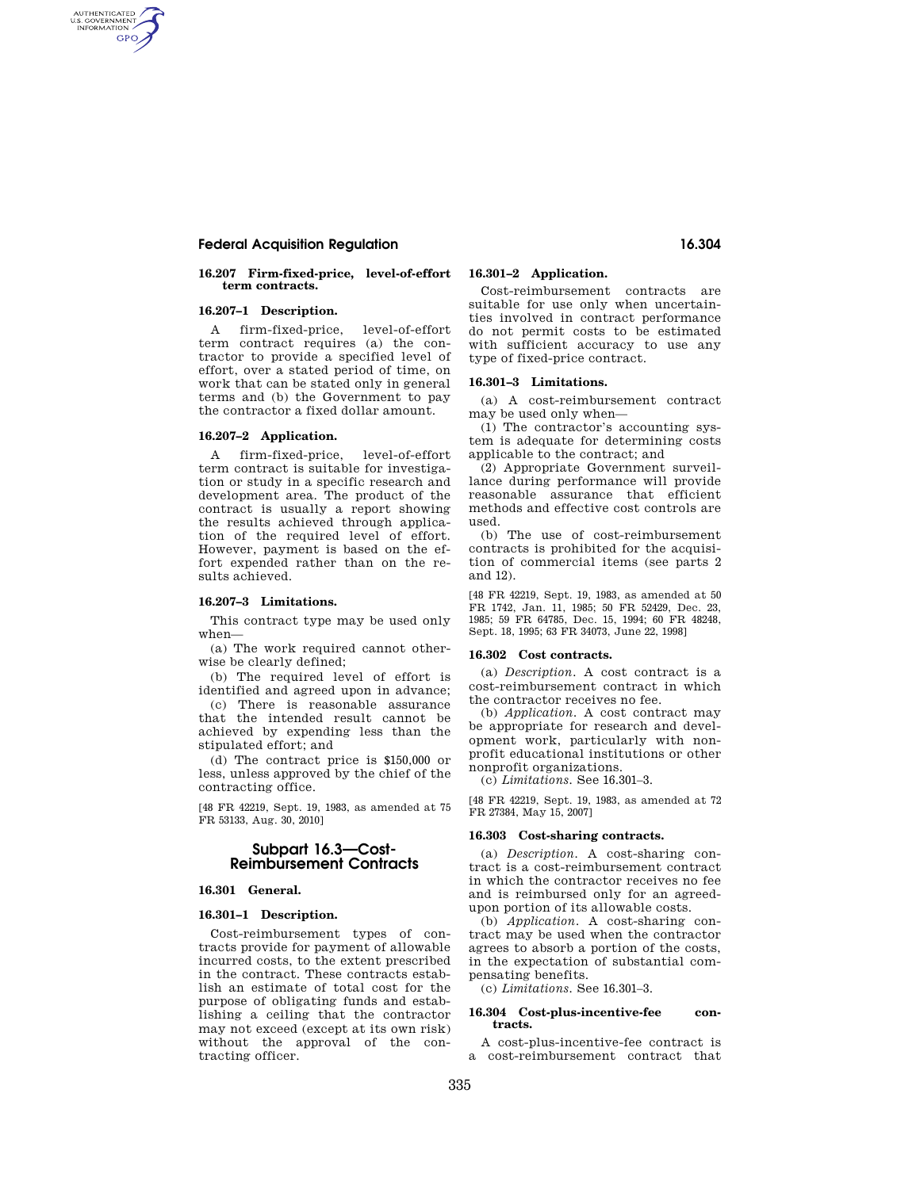### 16.207 Firm-fixed-price, level-of-effort term contracts.

### 16.207–1 Description.

A firm-fixed-price, level-of-effort term contract requires (a) the contractor to provide a specified level of effort, over a stated period of time, on work that can be stated only in general terms and (b) the Government to pay the contractor a fixed dollar amount.

### 16.207–2 Application.

A firm-fixed-price, level-of-effort term contract is suitable for investigation or study in a specific research and development area. The product of the contract is usually a report showing the results achieved through application of the required level of effort. However, payment is based on the effort expended rather than on the results achieved.

### 16.207–3 Limitations.

This contract type may be used only when—

(a) The work required cannot otherwise be clearly defined;

(b) The required level of effort is identified and agreed upon in advance;

(c) There is reasonable assurance that the intended result cannot be achieved by expending less than the stipulated effort; and

(d) The contract price is $150,000 or less, unless approved by the chief of the contracting office.

[48 FR 42219, Sept. 19, 1983, as amended at 75 FR 53133, Aug. 30, 2010]

## Subpart 16.3—Cost-Reimbursement Contracts

### 16.301 General.

### 16.301–1 Description.

Cost-reimbursement types of contracts provide for payment of allowable incurred costs, to the extent prescribed in the contract. These contracts establish an estimate of total cost for the purpose of obligating funds and establishing a ceiling that the contractor may not exceed (except at its own risk) without the approval of the contracting officer.

### 16.301–2 Application.

Cost-reimbursement contracts are suitable for use only when uncertainties involved in contract performance do not permit costs to be estimated with sufficient accuracy to use any type of fixed-price contract.

### 16.301–3 Limitations.

(a) A cost-reimbursement contract may be used only when—

(1) The contractor's accounting system is adequate for determining costs applicable to the contract; and

(2) Appropriate Government surveillance during performance will provide reasonable assurance that efficient methods and effective cost controls are used.

(b) The use of cost-reimbursement contracts is prohibited for the acquisition of commercial items (see parts 2 and 12).

[48 FR 42219, Sept. 19, 1983, as amended at 50 FR 1742, Jan. 11, 1985; 50 FR 52429, Dec. 23, 1985; 59 FR 64785, Dec. 15, 1994; 60 FR 48248, Sept. 18, 1995; 63 FR 34073, June 22, 1998]

### 16.302 Cost contracts.

(a) *Description.* A cost contract is a cost-reimbursement contract in which the contractor receives no fee.

(b) *Application.* A cost contract may be appropriate for research and development work, particularly with nonprofit educational institutions or other nonprofit organizations.

(c) *Limitations.* See 16.301–3.

[48 FR 42219, Sept. 19, 1983, as amended at 72 FR 27384, May 15, 2007]

### 16.303 Cost-sharing contracts.

(a) *Description.* A cost-sharing contract is a cost-reimbursement contract in which the contractor receives no fee and is reimbursed only for an agreed-upon portion of its allowable costs.

(b) *Application.* A cost-sharing contract may be used when the contractor agrees to absorb a portion of the costs, in the expectation of substantial compensating benefits.

(c) *Limitations.* See 16.301–3.

### 16.304 Cost-plus-incentive-fee contracts.

A cost-plus-incentive-fee contract is a cost-reimbursement contract that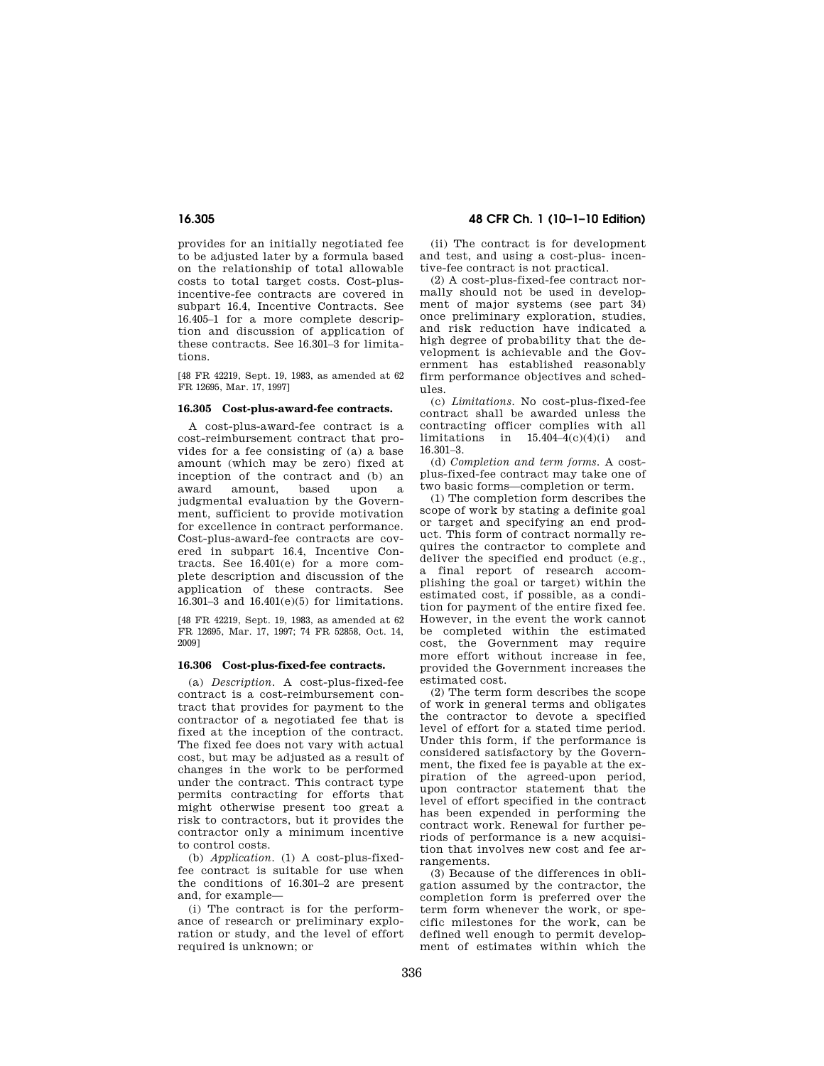provides for an initially negotiated fee to be adjusted later by a formula based on the relationship of total allowable costs to total target costs. Cost-plus-incentive-fee contracts are covered in subpart 16.4, Incentive Contracts. See 16.405–1 for a more complete description and discussion of application of these contracts. See 16.301–3 for limitations.

[48 FR 42219, Sept. 19, 1983, as amended at 62 FR 12695, Mar. 17, 1997]

### 16.305 Cost-plus-award-fee contracts.

A cost-plus-award-fee contract is a cost-reimbursement contract that provides for a fee consisting of (a) a base amount (which may be zero) fixed at inception of the contract and (b) an award amount, based upon a judgmental evaluation by the Government, sufficient to provide motivation for excellence in contract performance. Cost-plus-award-fee contracts are covered in subpart 16.4, Incentive Contracts. See 16.401(e) for a more complete description and discussion of the application of these contracts. See 16.301–3 and 16.401(e)(5) for limitations.

[48 FR 42219, Sept. 19, 1983, as amended at 62 FR 12695, Mar. 17, 1997; 74 FR 52858, Oct. 14, 2009]

### 16.306 Cost-plus-fixed-fee contracts.

(a) *Description.* A cost-plus-fixed-fee contract is a cost-reimbursement contract that provides for payment to the contractor of a negotiated fee that is fixed at the inception of the contract. The fixed fee does not vary with actual cost, but may be adjusted as a result of changes in the work to be performed under the contract. This contract type permits contracting for efforts that might otherwise present too great a risk to contractors, but it provides the contractor only a minimum incentive to control costs.

(b) *Application.* (1) A cost-plus-fixed-fee contract is suitable for use when the conditions of 16.301–2 are present and, for example—

(i) The contract is for the performance of research or preliminary exploration or study, and the level of effort required is unknown; or

(ii) The contract is for development and test, and using a cost-plus- incentive-fee contract is not practical.

(2) A cost-plus-fixed-fee contract normally should not be used in development of major systems (see part 34) once preliminary exploration, studies, and risk reduction have indicated a high degree of probability that the development is achievable and the Government has established reasonably firm performance objectives and schedules.

(c) *Limitations.* No cost-plus-fixed-fee contract shall be awarded unless the contracting officer complies with all limitations in 15.404–4(c)(4)(i) and 16.301–3.

(d) *Completion and term forms.* A cost-plus-fixed-fee contract may take one of two basic forms—completion or term.

(1) The completion form describes the scope of work by stating a definite goal or target and specifying an end product. This form of contract normally requires the contractor to complete and deliver the specified end product (e.g., a final report of research accomplishing the goal or target) within the estimated cost, if possible, as a condition for payment of the entire fixed fee. However, in the event the work cannot be completed within the estimated cost, the Government may require more effort without increase in fee, provided the Government increases the estimated cost.

(2) The term form describes the scope of work in general terms and obligates the contractor to devote a specified level of effort for a stated time period. Under this form, if the performance is considered satisfactory by the Government, the fixed fee is payable at the expiration of the agreed-upon period, upon contractor statement that the level of effort specified in the contract has been expended in performing the contract work. Renewal for further periods of performance is a new acquisition that involves new cost and fee arrangements.

(3) Because of the differences in obligation assumed by the contractor, the completion form is preferred over the term form whenever the work, or specific milestones for the work, can be defined well enough to permit development of estimates within which the